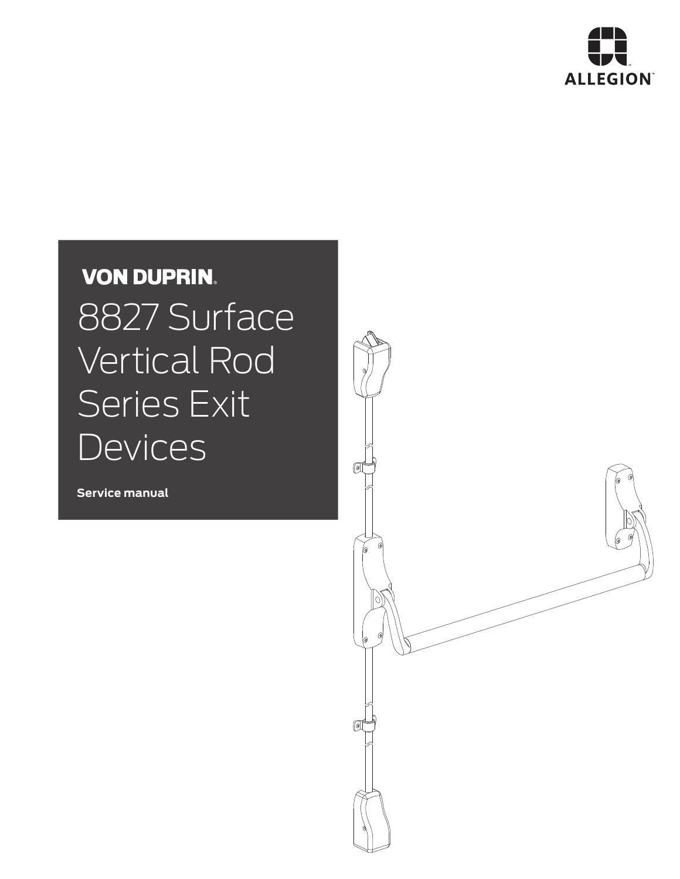ALLEGION™

VON DUPRIN®

# 8827 Surface Vertical Rod Series Exit Devices

**Service manual**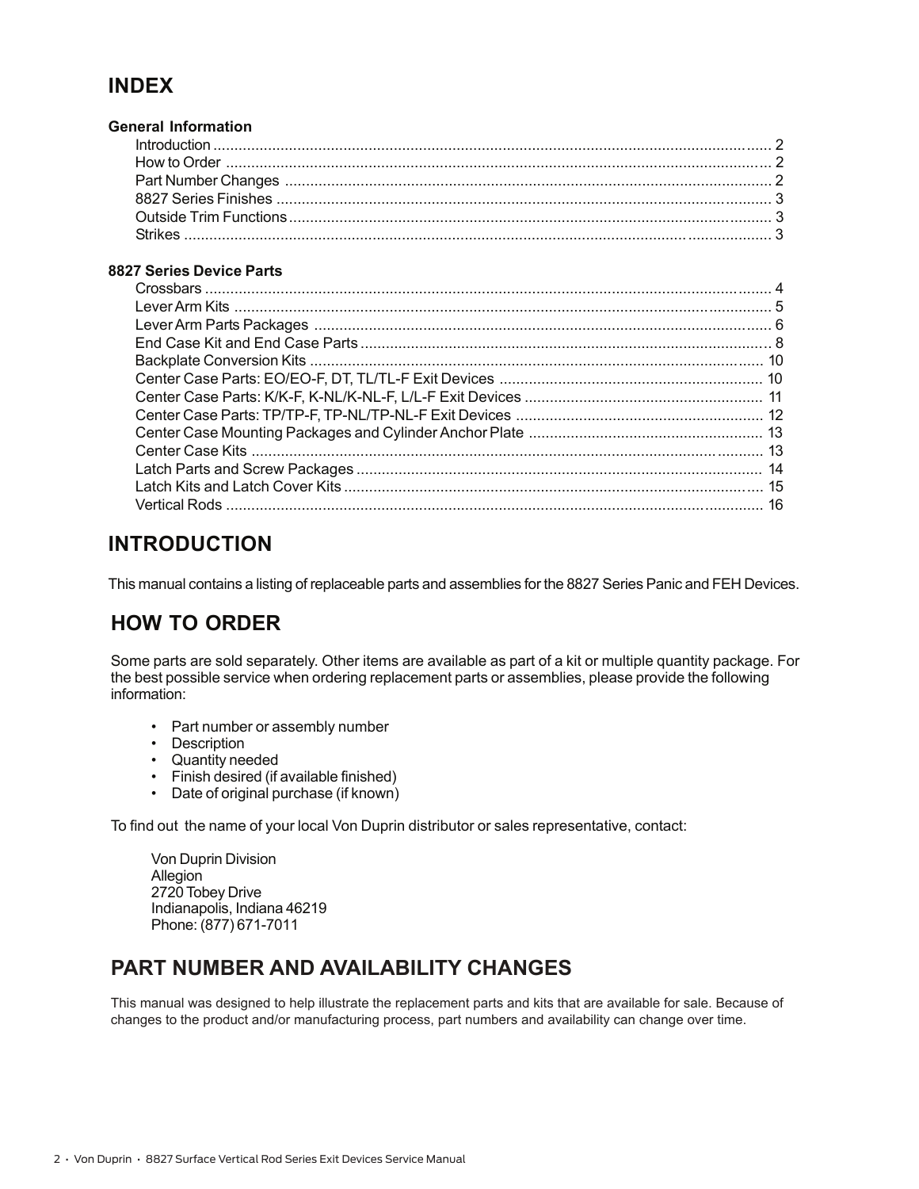# INDEX

**General Information**

| | |
|---|---|
| Introduction | 2 |
| How to Order | 2 |
| Part Number Changes | 2 |
| 8827 Series Finishes | 3 |
| Outside Trim Functions | 3 |
| Strikes | 3 |

**8827 Series Device Parts**

| | |
|---|---|
| Crossbars | 4 |
| Lever Arm Kits | 5 |
| Lever Arm Parts Packages | 6 |
| End Case Kit and End Case Parts | 8 |
| Backplate Conversion Kits | 10 |
| Center Case Parts: EO/EO-F, DT, TL/TL-F Exit Devices | 10 |
| Center Case Parts: K/K-F, K-NL/K-NL-F, L/L-F Exit Devices | 11 |
| Center Case Parts: TP/TP-F, TP-NL/TP-NL-F Exit Devices | 12 |
| Center Case Mounting Packages and Cylinder Anchor Plate | 13 |
| Center Case Kits | 13 |
| Latch Parts and Screw Packages | 14 |
| Latch Kits and Latch Cover Kits | 15 |
| Vertical Rods | 16 |

# INTRODUCTION

This manual contains a listing of replaceable parts and assemblies for the 8827 Series Panic and FEH Devices.

# HOW TO ORDER

Some parts are sold separately. Other items are available as part of a kit or multiple quantity package. For the best possible service when ordering replacement parts or assemblies, please provide the following information:

- Part number or assembly number
- Description
- Quantity needed
- Finish desired (if available finished)
- Date of original purchase (if known)

To find out the name of your local Von Duprin distributor or sales representative, contact:

Von Duprin Division
Allegion
2720 Tobey Drive
Indianapolis, Indiana 46219
Phone: (877) 671-7011

# PART NUMBER AND AVAILABILITY CHANGES

This manual was designed to help illustrate the replacement parts and kits that are available for sale. Because of changes to the product and/or manufacturing process, part numbers and availability can change over time.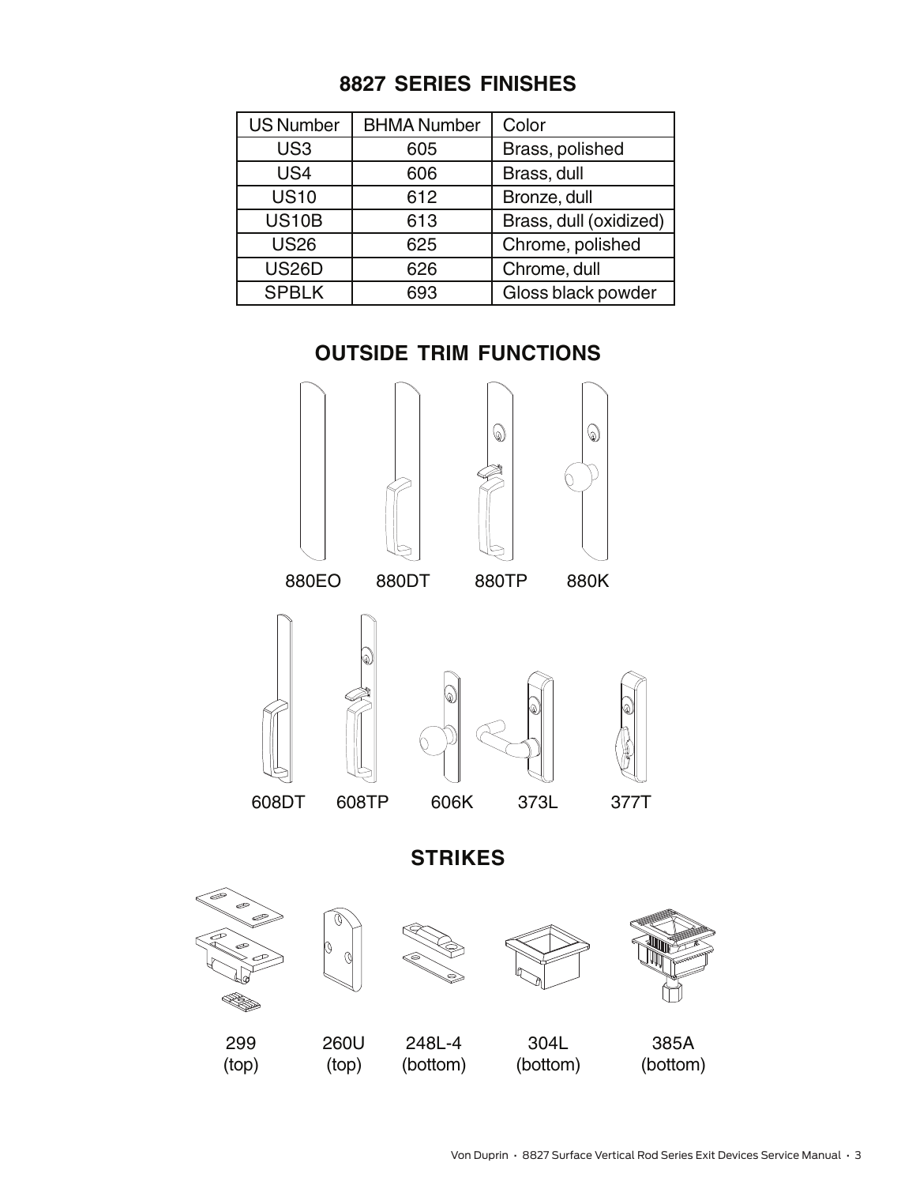## 8827 SERIES FINISHES

| US Number | BHMA Number | Color |
|---|---|---|
| US3 | 605 | Brass, polished |
| US4 | 606 | Brass, dull |
| US10 | 612 | Bronze, dull |
| US10B | 613 | Brass, dull (oxidized) |
| US26 | 625 | Chrome, polished |
| US26D | 626 | Chrome, dull |
| SPBLK | 693 | Gloss black powder |

## OUTSIDE TRIM FUNCTIONS

880EO 880DT 880TP 880K

608DT 608TP 606K 373L 377T

## STRIKES

299 (top) 260U (top) 248L-4 (bottom) 304L (bottom) 385A (bottom)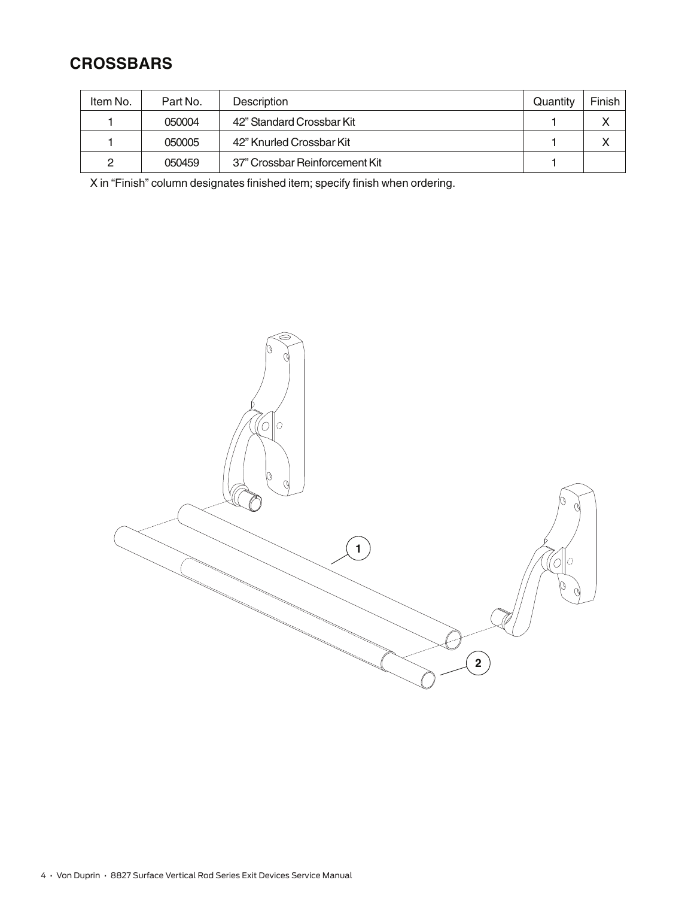## CROSSBARS

| Item No. | Part No. | Description | Quantity | Finish |
|---|---|---|---|---|
| 1 | 050004 | 42" Standard Crossbar Kit | 1 | X |
| 1 | 050005 | 42" Knurled Crossbar Kit | 1 | X |
| 2 | 050459 | 37" Crossbar Reinforcement Kit | 1 | |

X in "Finish" column designates finished item; specify finish when ordering.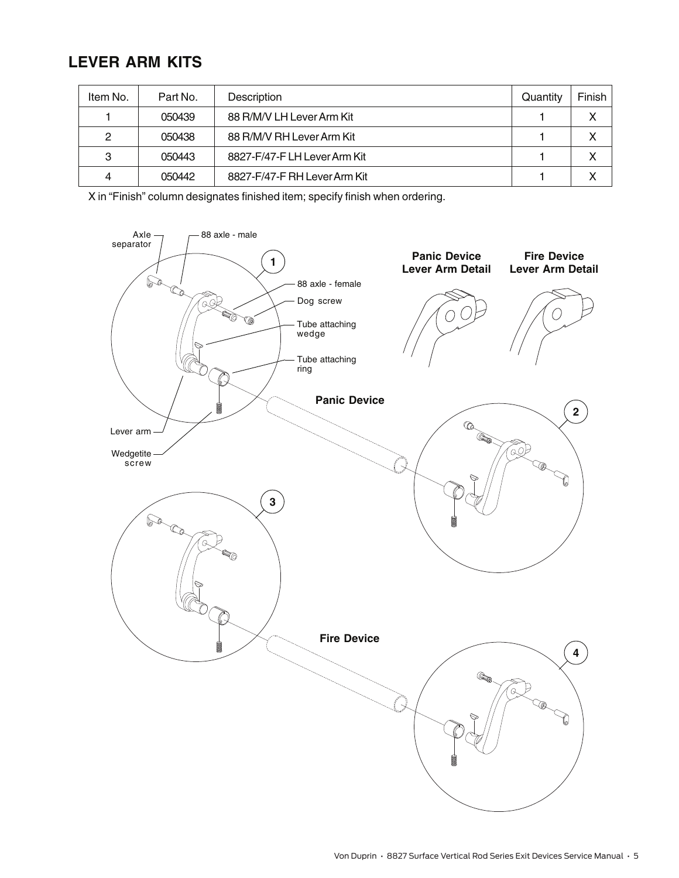## LEVER ARM KITS

| Item No. | Part No. | Description | Quantity | Finish |
|---|---|---|---|---|
| 1 | 050439 | 88 R/M/V LH Lever Arm Kit | 1 | X |
| 2 | 050438 | 88 R/M/V RH Lever Arm Kit | 1 | X |
| 3 | 050443 | 8827-F/47-F LH Lever Arm Kit | 1 | X |
| 4 | 050442 | 8827-F/47-F RH Lever Arm Kit | 1 | X |

X in "Finish" column designates finished item; specify finish when ordering.

Axle separator

88 axle - male

88 axle - female

Dog screw

Tube attaching wedge

Tube attaching ring

Lever arm

Wedgetite screw

**Panic Device Lever Arm Detail**

**Fire Device Lever Arm Detail**

**Panic Device**

**Fire Device**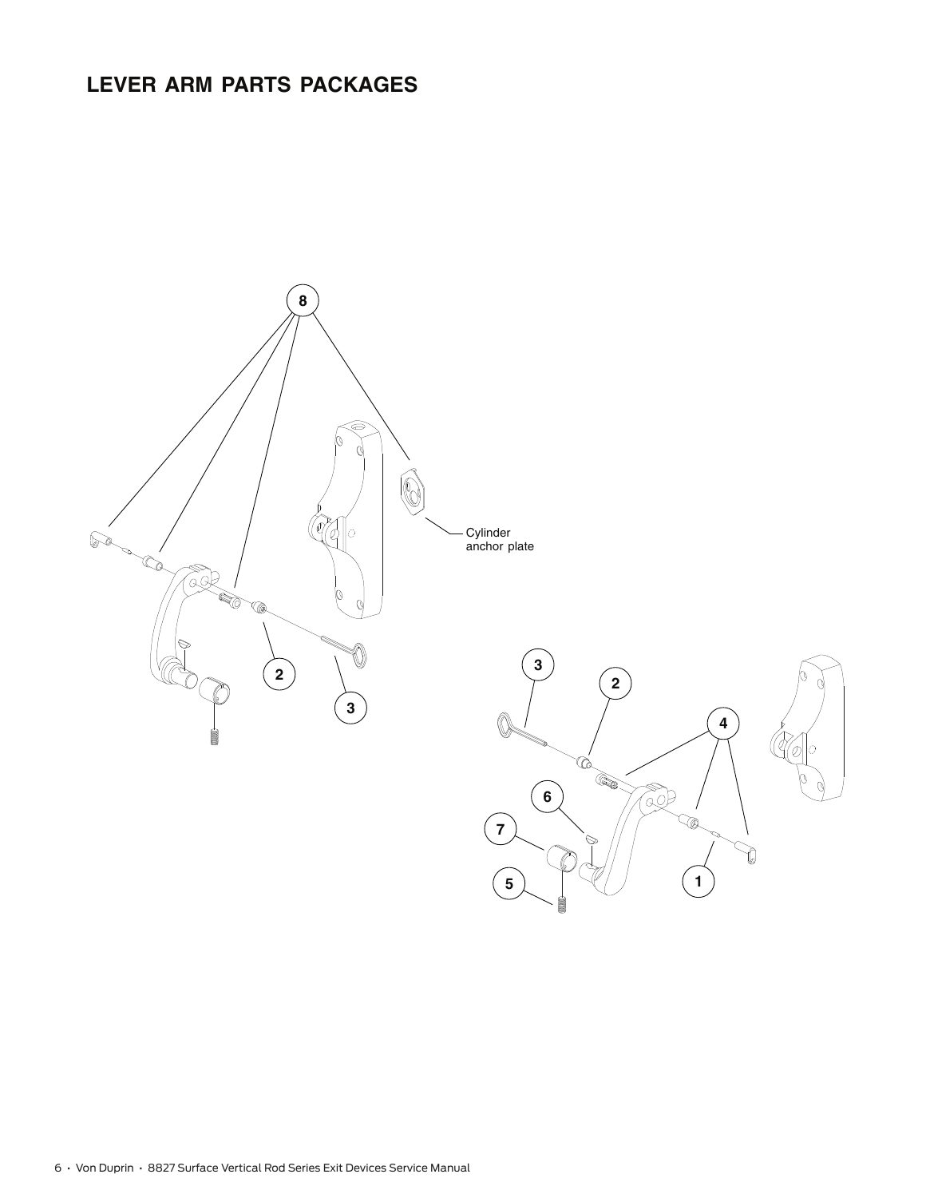## LEVER ARM PARTS PACKAGES

8

Cylinder anchor plate

2

3

3

2

4

6

7

5

1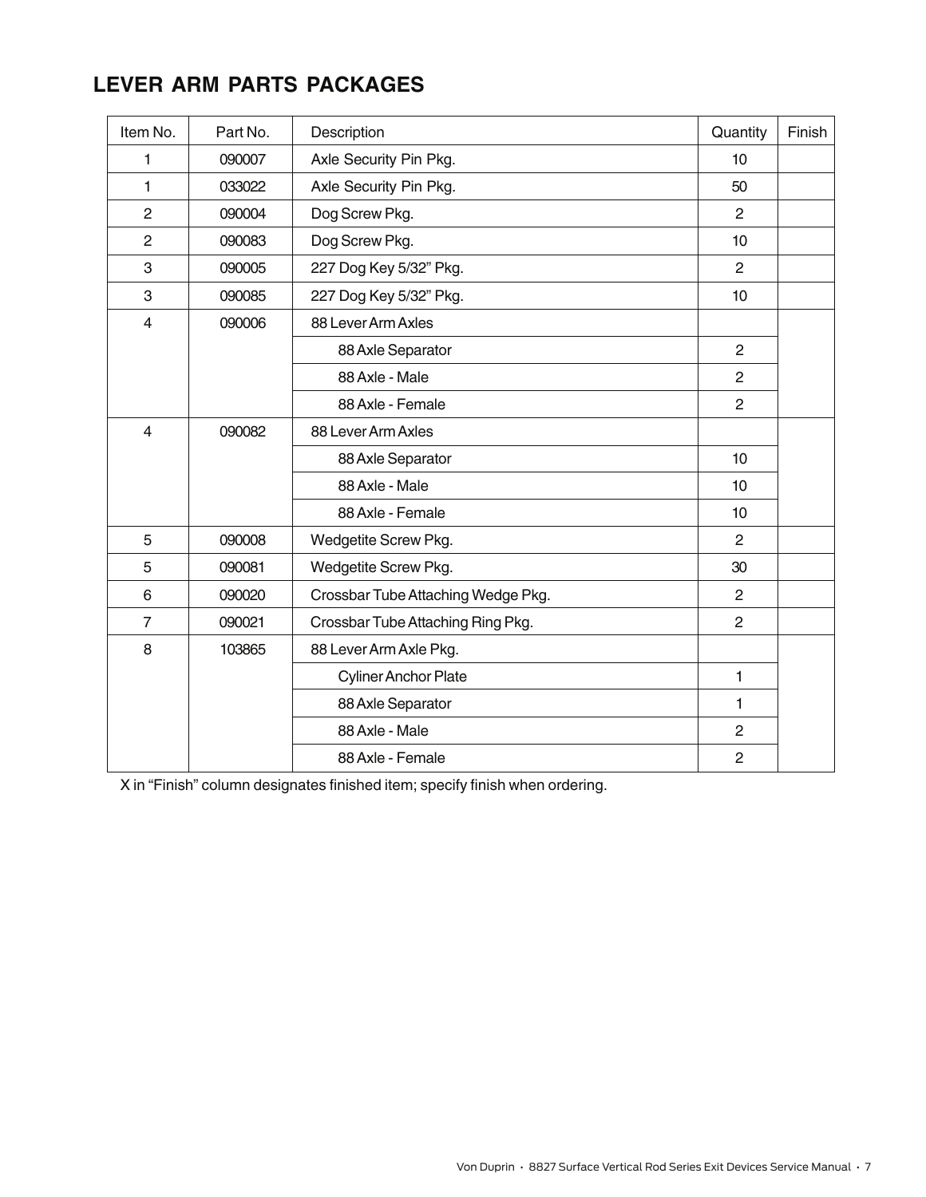## LEVER ARM PARTS PACKAGES

| Item No. | Part No. | Description | Quantity | Finish |
|---|---|---|---|---|
| 1 | 090007 | Axle Security Pin Pkg. | 10 | |
| 1 | 033022 | Axle Security Pin Pkg. | 50 | |
| 2 | 090004 | Dog Screw Pkg. | 2 | |
| 2 | 090083 | Dog Screw Pkg. | 10 | |
| 3 | 090005 | 227 Dog Key 5/32" Pkg. | 2 | |
| 3 | 090085 | 227 Dog Key 5/32" Pkg. | 10 | |
| 4 | 090006 | 88 Lever Arm Axles | | |
| | | 88 Axle Separator | 2 | |
| | | 88 Axle - Male | 2 | |
| | | 88 Axle - Female | 2 | |
| 4 | 090082 | 88 Lever Arm Axles | | |
| | | 88 Axle Separator | 10 | |
| | | 88 Axle - Male | 10 | |
| | | 88 Axle - Female | 10 | |
| 5 | 090008 | Wedgetite Screw Pkg. | 2 | |
| 5 | 090081 | Wedgetite Screw Pkg. | 30 | |
| 6 | 090020 | Crossbar Tube Attaching Wedge Pkg. | 2 | |
| 7 | 090021 | Crossbar Tube Attaching Ring Pkg. | 2 | |
| 8 | 103865 | 88 Lever Arm Axle Pkg. | | |
| | | Cyliner Anchor Plate | 1 | |
| | | 88 Axle Separator | 1 | |
| | | 88 Axle - Male | 2 | |
| | | 88 Axle - Female | 2 | |

X in "Finish" column designates finished item; specify finish when ordering.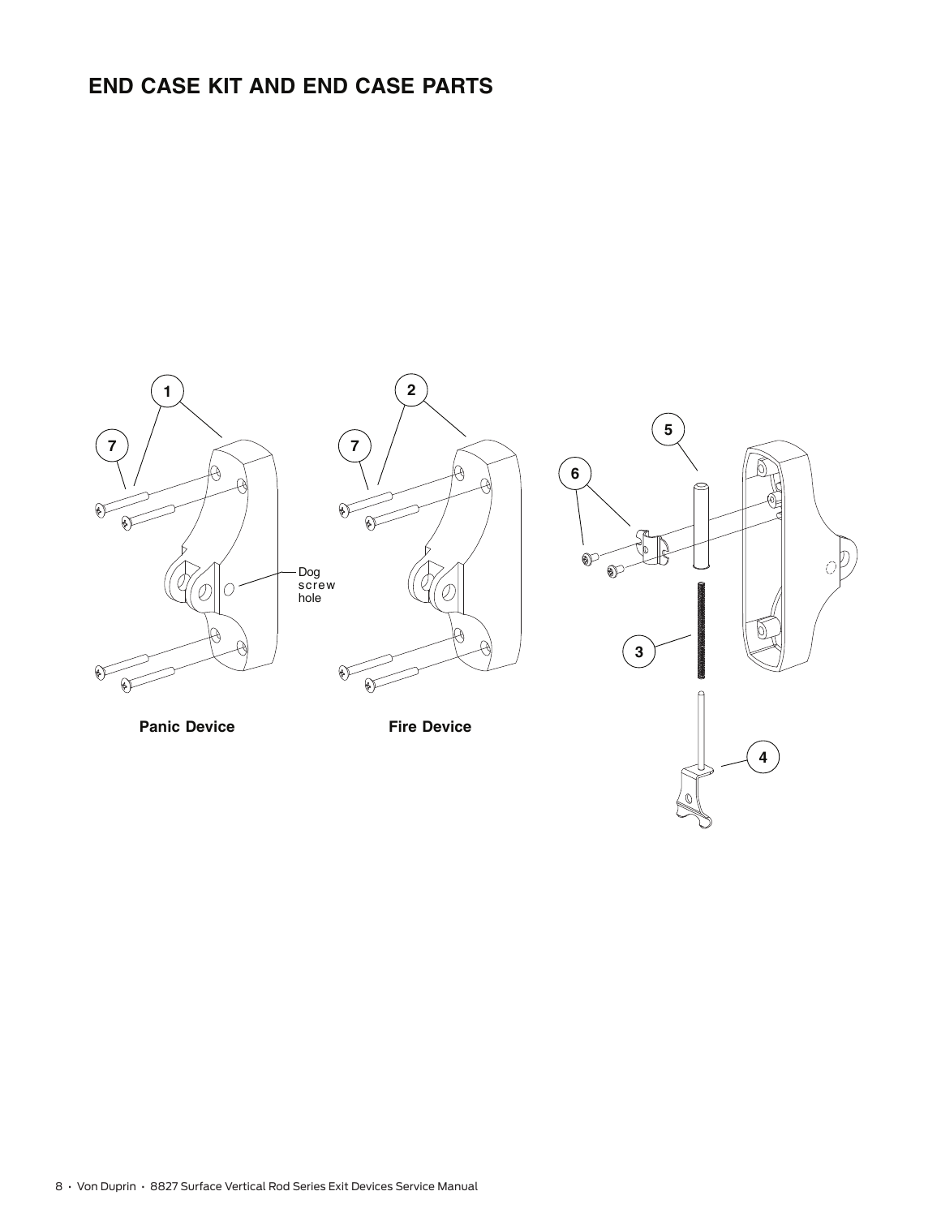# END CASE KIT AND END CASE PARTS

Dog screw hole

Panic Device

Fire Device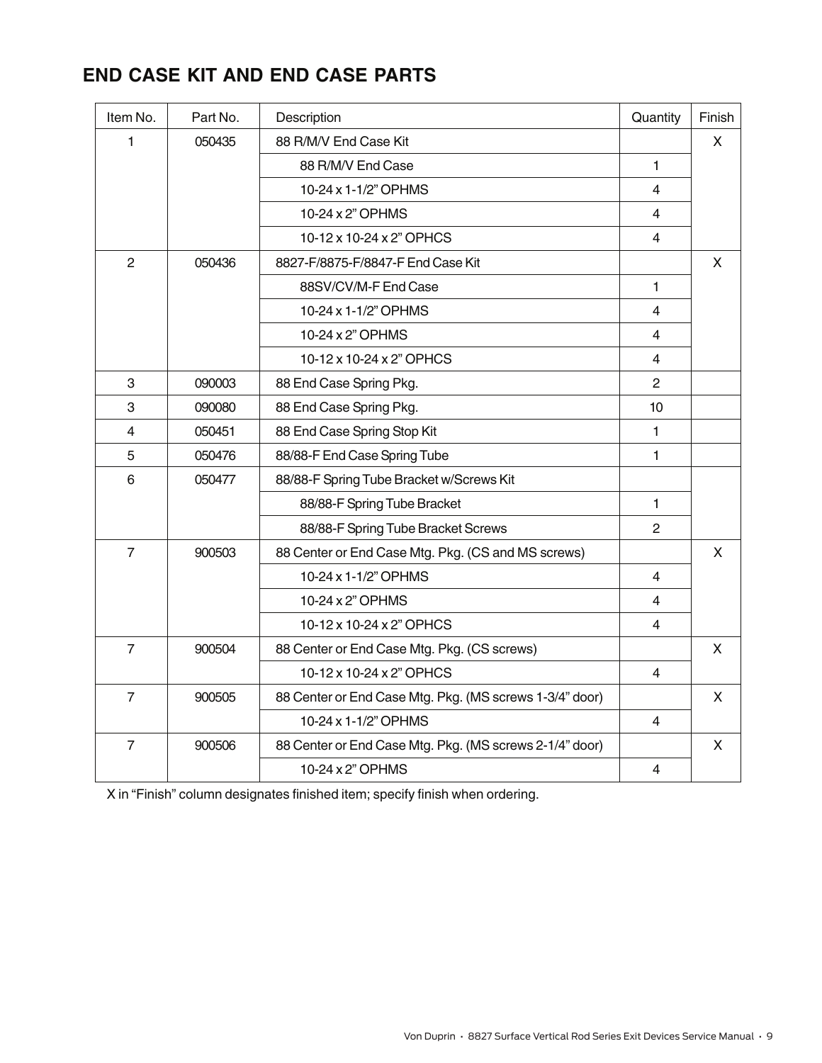## END CASE KIT AND END CASE PARTS

| Item No. | Part No. | Description | Quantity | Finish |
|---|---|---|---|---|
| 1 | 050435 | 88 R/M/V End Case Kit | | X |
| | | 88 R/M/V End Case | 1 | |
| | | 10-24 x 1-1/2" OPHMS | 4 | |
| | | 10-24 x 2" OPHMS | 4 | |
| | | 10-12 x 10-24 x 2" OPHCS | 4 | |
| 2 | 050436 | 8827-F/8875-F/8847-F End Case Kit | | X |
| | | 88SV/CV/M-F End Case | 1 | |
| | | 10-24 x 1-1/2" OPHMS | 4 | |
| | | 10-24 x 2" OPHMS | 4 | |
| | | 10-12 x 10-24 x 2" OPHCS | 4 | |
| 3 | 090003 | 88 End Case Spring Pkg. | 2 | |
| 3 | 090080 | 88 End Case Spring Pkg. | 10 | |
| 4 | 050451 | 88 End Case Spring Stop Kit | 1 | |
| 5 | 050476 | 88/88-F End Case Spring Tube | 1 | |
| 6 | 050477 | 88/88-F Spring Tube Bracket w/Screws Kit | | |
| | | 88/88-F Spring Tube Bracket | 1 | |
| | | 88/88-F Spring Tube Bracket Screws | 2 | |
| 7 | 900503 | 88 Center or End Case Mtg. Pkg. (CS and MS screws) | | X |
| | | 10-24 x 1-1/2" OPHMS | 4 | |
| | | 10-24 x 2" OPHMS | 4 | |
| | | 10-12 x 10-24 x 2" OPHCS | 4 | |
| 7 | 900504 | 88 Center or End Case Mtg. Pkg. (CS screws) | | X |
| | | 10-12 x 10-24 x 2" OPHCS | 4 | |
| 7 | 900505 | 88 Center or End Case Mtg. Pkg. (MS screws 1-3/4" door) | | X |
| | | 10-24 x 1-1/2" OPHMS | 4 | |
| 7 | 900506 | 88 Center or End Case Mtg. Pkg. (MS screws 2-1/4" door) | | X |
| | | 10-24 x 2" OPHMS | 4 | |

X in "Finish" column designates finished item; specify finish when ordering.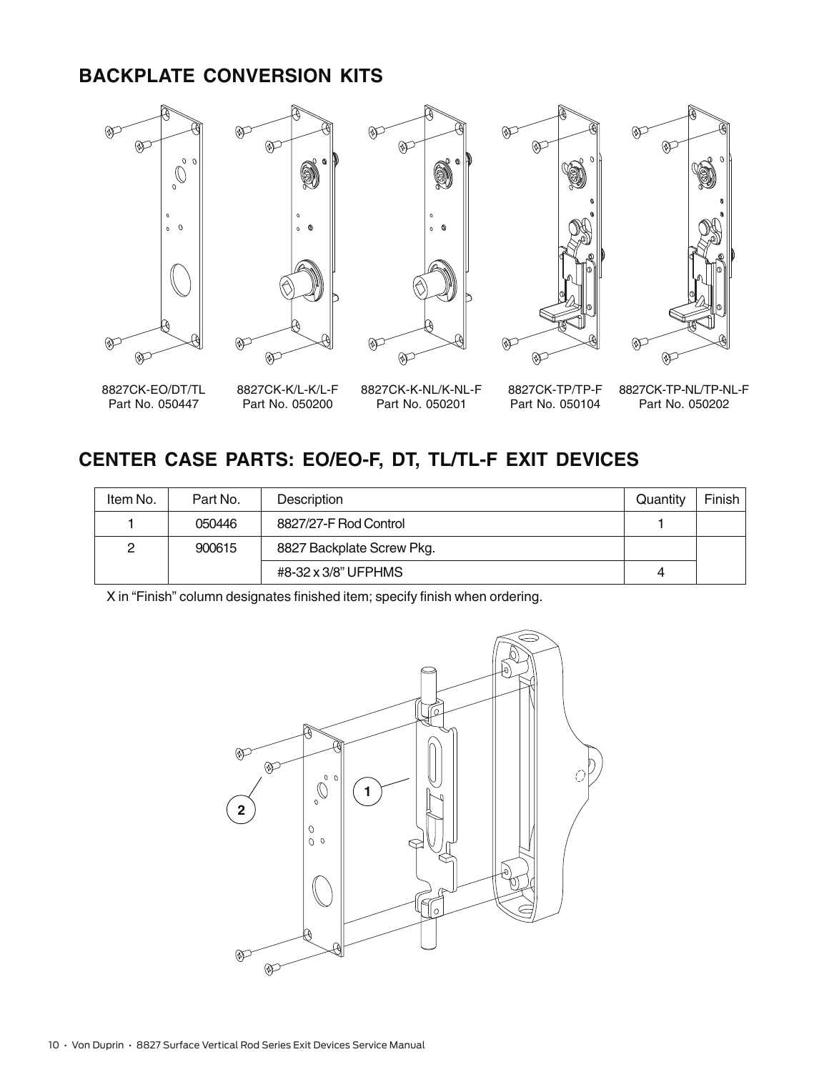## BACKPLATE CONVERSION KITS

8827CK-EO/DT/TL
Part No. 050447

8827CK-K/L-K/L-F
Part No. 050200

8827CK-K-NL/K-NL-F
Part No. 050201

8827CK-TP/TP-F
Part No. 050104

8827CK-TP-NL/TP-NL-F
Part No. 050202

## CENTER CASE PARTS: EO/EO-F, DT, TL/TL-F EXIT DEVICES

| Item No. | Part No. | Description | Quantity | Finish |
|---|---|---|---|---|
| 1 | 050446 | 8827/27-F Rod Control | 1 | |
| 2 | 900615 | 8827 Backplate Screw Pkg. | | |
| | | #8-32 x 3/8" UFPHMS | 4 | |

X in "Finish" column designates finished item; specify finish when ordering.

1

2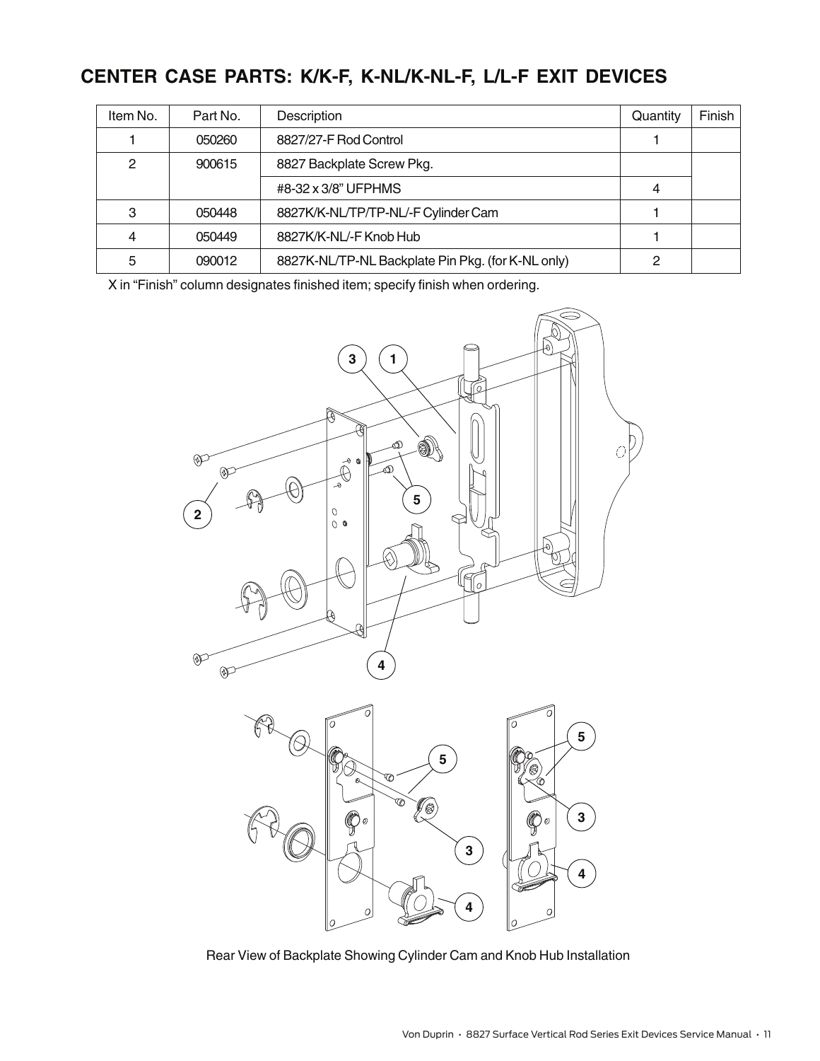## CENTER CASE PARTS: K/K-F, K-NL/K-NL-F, L/L-F EXIT DEVICES

| Item No. | Part No. | Description | Quantity | Finish |
|---|---|---|---|---|
| 1 | 050260 | 8827/27-F Rod Control | 1 | |
| 2 | 900615 | 8827 Backplate Screw Pkg. | | |
| | | #8-32 x 3/8" UFPHMS | 4 | |
| 3 | 050448 | 8827K/K-NL/TP/TP-NL/-F Cylinder Cam | 1 | |
| 4 | 050449 | 8827K/K-NL/-F Knob Hub | 1 | |
| 5 | 090012 | 8827K-NL/TP-NL Backplate Pin Pkg. (for K-NL only) | 2 | |

X in "Finish" column designates finished item; specify finish when ordering.

Rear View of Backplate Showing Cylinder Cam and Knob Hub Installation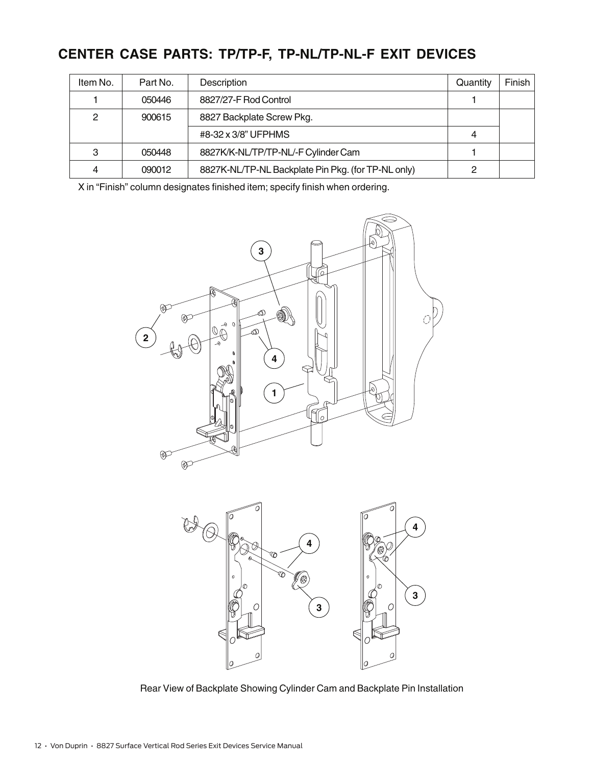## CENTER CASE PARTS: TP/TP-F, TP-NL/TP-NL-F EXIT DEVICES

| Item No. | Part No. | Description | Quantity | Finish |
|---|---|---|---|---|
| 1 | 050446 | 8827/27-F Rod Control | 1 | |
| 2 | 900615 | 8827 Backplate Screw Pkg. | | |
| | | #8-32 x 3/8" UFPHMS | 4 | |
| 3 | 050448 | 8827K/K-NL/TP/TP-NL/-F Cylinder Cam | 1 | |
| 4 | 090012 | 8827K-NL/TP-NL Backplate Pin Pkg. (for TP-NL only) | 2 | |

X in "Finish" column designates finished item; specify finish when ordering.

Rear View of Backplate Showing Cylinder Cam and Backplate Pin Installation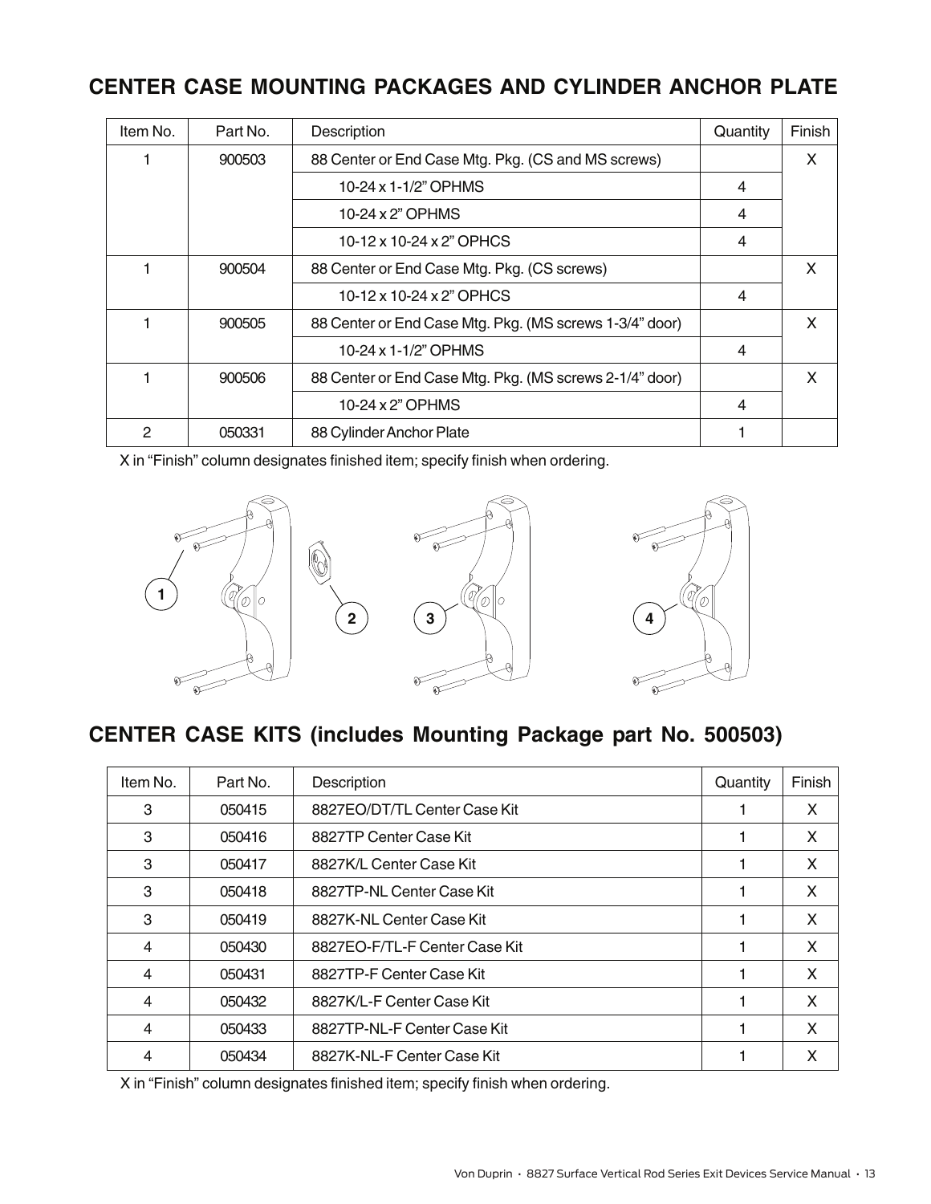## CENTER CASE MOUNTING PACKAGES AND CYLINDER ANCHOR PLATE

| Item No. | Part No. | Description | Quantity | Finish |
|---|---|---|---|---|
| 1 | 900503 | 88 Center or End Case Mtg. Pkg. (CS and MS screws) | | X |
| | | 10-24 x 1-1/2" OPHMS | 4 | |
| | | 10-24 x 2" OPHMS | 4 | |
| | | 10-12 x 10-24 x 2" OPHCS | 4 | |
| 1 | 900504 | 88 Center or End Case Mtg. Pkg. (CS screws) | | X |
| | | 10-12 x 10-24 x 2" OPHCS | 4 | |
| 1 | 900505 | 88 Center or End Case Mtg. Pkg. (MS screws 1-3/4" door) | | X |
| | | 10-24 x 1-1/2" OPHMS | 4 | |
| 1 | 900506 | 88 Center or End Case Mtg. Pkg. (MS screws 2-1/4" door) | | X |
| | | 10-24 x 2" OPHMS | 4 | |
| 2 | 050331 | 88 Cylinder Anchor Plate | 1 | |

X in "Finish" column designates finished item; specify finish when ordering.

## CENTER CASE KITS (includes Mounting Package part No. 500503)

| Item No. | Part No. | Description | Quantity | Finish |
|---|---|---|---|---|
| 3 | 050415 | 8827EO/DT/TL Center Case Kit | 1 | X |
| 3 | 050416 | 8827TP Center Case Kit | 1 | X |
| 3 | 050417 | 8827K/L Center Case Kit | 1 | X |
| 3 | 050418 | 8827TP-NL Center Case Kit | 1 | X |
| 3 | 050419 | 8827K-NL Center Case Kit | 1 | X |
| 4 | 050430 | 8827EO-F/TL-F Center Case Kit | 1 | X |
| 4 | 050431 | 8827TP-F Center Case Kit | 1 | X |
| 4 | 050432 | 8827K/L-F Center Case Kit | 1 | X |
| 4 | 050433 | 8827TP-NL-F Center Case Kit | 1 | X |
| 4 | 050434 | 8827K-NL-F Center Case Kit | 1 | X |

X in "Finish" column designates finished item; specify finish when ordering.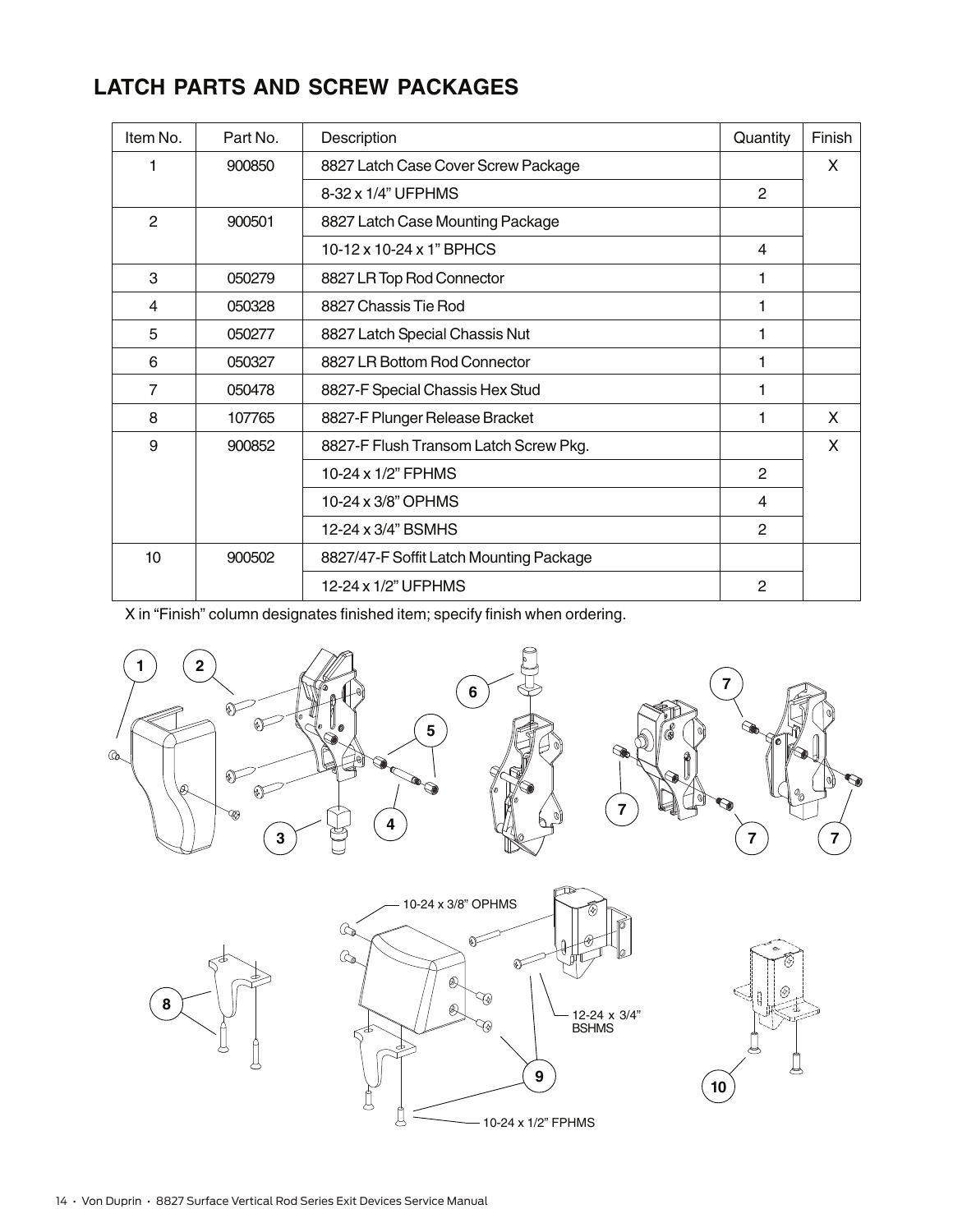## LATCH PARTS AND SCREW PACKAGES

| Item No. | Part No. | Description | Quantity | Finish |
|---|---|---|---|---|
| 1 | 900850 | 8827 Latch Case Cover Screw Package | | X |
| | | 8-32 x 1/4" UFPHMS | 2 | |
| 2 | 900501 | 8827 Latch Case Mounting Package | | |
| | | 10-12 x 10-24 x 1" BPHCS | 4 | |
| 3 | 050279 | 8827 LR Top Rod Connector | 1 | |
| 4 | 050328 | 8827 Chassis Tie Rod | 1 | |
| 5 | 050277 | 8827 Latch Special Chassis Nut | 1 | |
| 6 | 050327 | 8827 LR Bottom Rod Connector | 1 | |
| 7 | 050478 | 8827-F Special Chassis Hex Stud | 1 | |
| 8 | 107765 | 8827-F Plunger Release Bracket | 1 | X |
| 9 | 900852 | 8827-F Flush Transom Latch Screw Pkg. | | X |
| | | 10-24 x 1/2" FPHMS | 2 | |
| | | 10-24 x 3/8" OPHMS | 4 | |
| | | 12-24 x 3/4" BSMHS | 2 | |
| 10 | 900502 | 8827/47-F Soffit Latch Mounting Package | | |
| | | 12-24 x 1/2" UFPHMS | 2 | |

X in "Finish" column designates finished item; specify finish when ordering.

1 2 6 7 5 7 4 3 7 7

8 10-24 x 3/8" OPHMS 12-24 x 3/4" BSHMS 9 10-24 x 1/2" FPHMS 10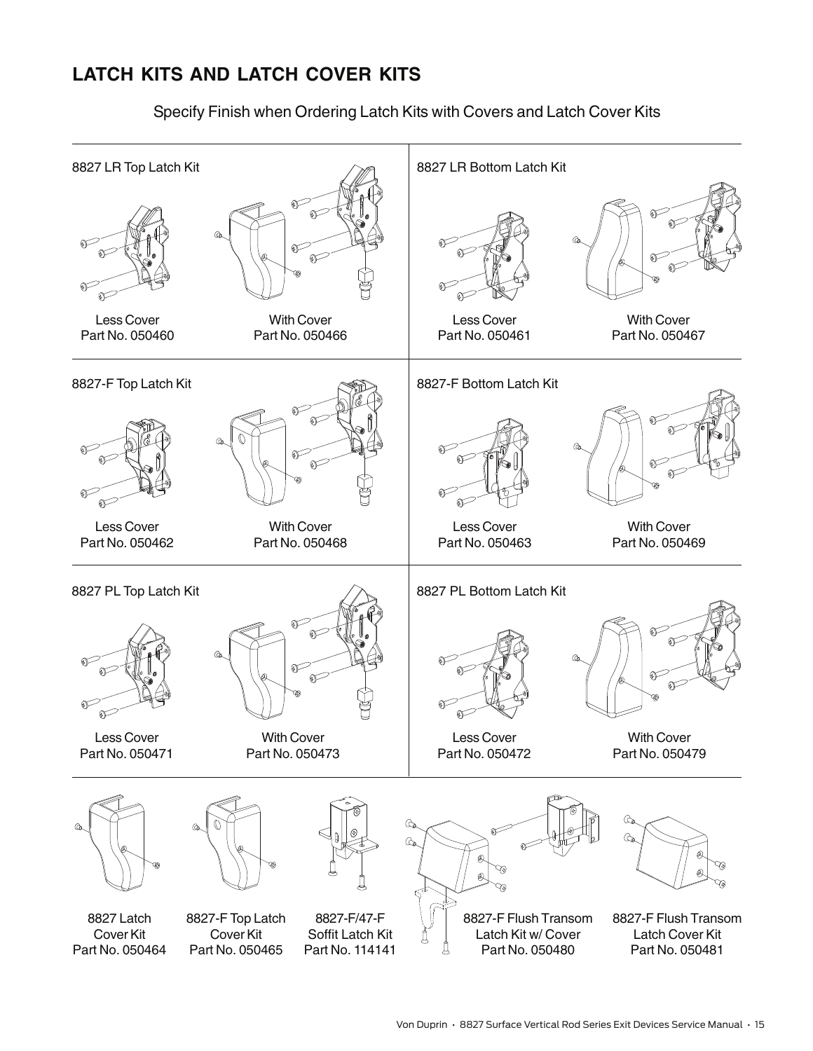## LATCH KITS AND LATCH COVER KITS

Specify Finish when Ordering Latch Kits with Covers and Latch Cover Kits

### 8827 LR Top Latch Kit

Less Cover
Part No. 050460

With Cover
Part No. 050466

### 8827 LR Bottom Latch Kit

Less Cover
Part No. 050461

With Cover
Part No. 050467

### 8827-F Top Latch Kit

Less Cover
Part No. 050462

With Cover
Part No. 050468

### 8827-F Bottom Latch Kit

Less Cover
Part No. 050463

With Cover
Part No. 050469

### 8827 PL Top Latch Kit

Less Cover
Part No. 050471

With Cover
Part No. 050473

### 8827 PL Bottom Latch Kit

Less Cover
Part No. 050472

With Cover
Part No. 050479

8827 Latch Cover Kit
Part No. 050464

8827-F Top Latch Cover Kit
Part No. 050465

8827-F/47-F Soffit Latch Kit
Part No. 114141

8827-F Flush Transom Latch Kit w/ Cover
Part No. 050480

8827-F Flush Transom Latch Cover Kit
Part No. 050481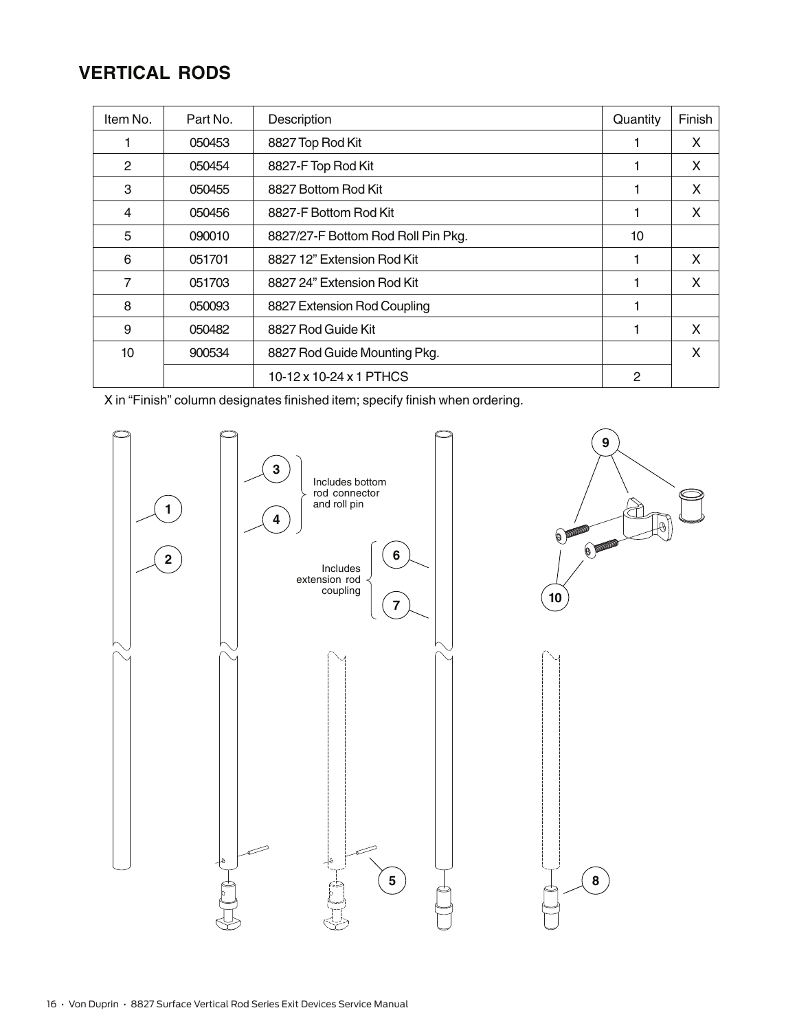## VERTICAL RODS

| Item No. | Part No. | Description | Quantity | Finish |
|---|---|---|---|---|
| 1 | 050453 | 8827 Top Rod Kit | 1 | X |
| 2 | 050454 | 8827-F Top Rod Kit | 1 | X |
| 3 | 050455 | 8827 Bottom Rod Kit | 1 | X |
| 4 | 050456 | 8827-F Bottom Rod Kit | 1 | X |
| 5 | 090010 | 8827/27-F Bottom Rod Roll Pin Pkg. | 10 | |
| 6 | 051701 | 8827 12" Extension Rod Kit | 1 | X |
| 7 | 051703 | 8827 24" Extension Rod Kit | 1 | X |
| 8 | 050093 | 8827 Extension Rod Coupling | 1 | |
| 9 | 050482 | 8827 Rod Guide Kit | 1 | X |
| 10 | 900534 | 8827 Rod Guide Mounting Pkg. | | X |
| | | 10-12 x 10-24 x 1 PTHCS | 2 | |

X in "Finish" column designates finished item; specify finish when ordering.

3, 4: Includes bottom rod connector and roll pin

6, 7: Includes extension rod coupling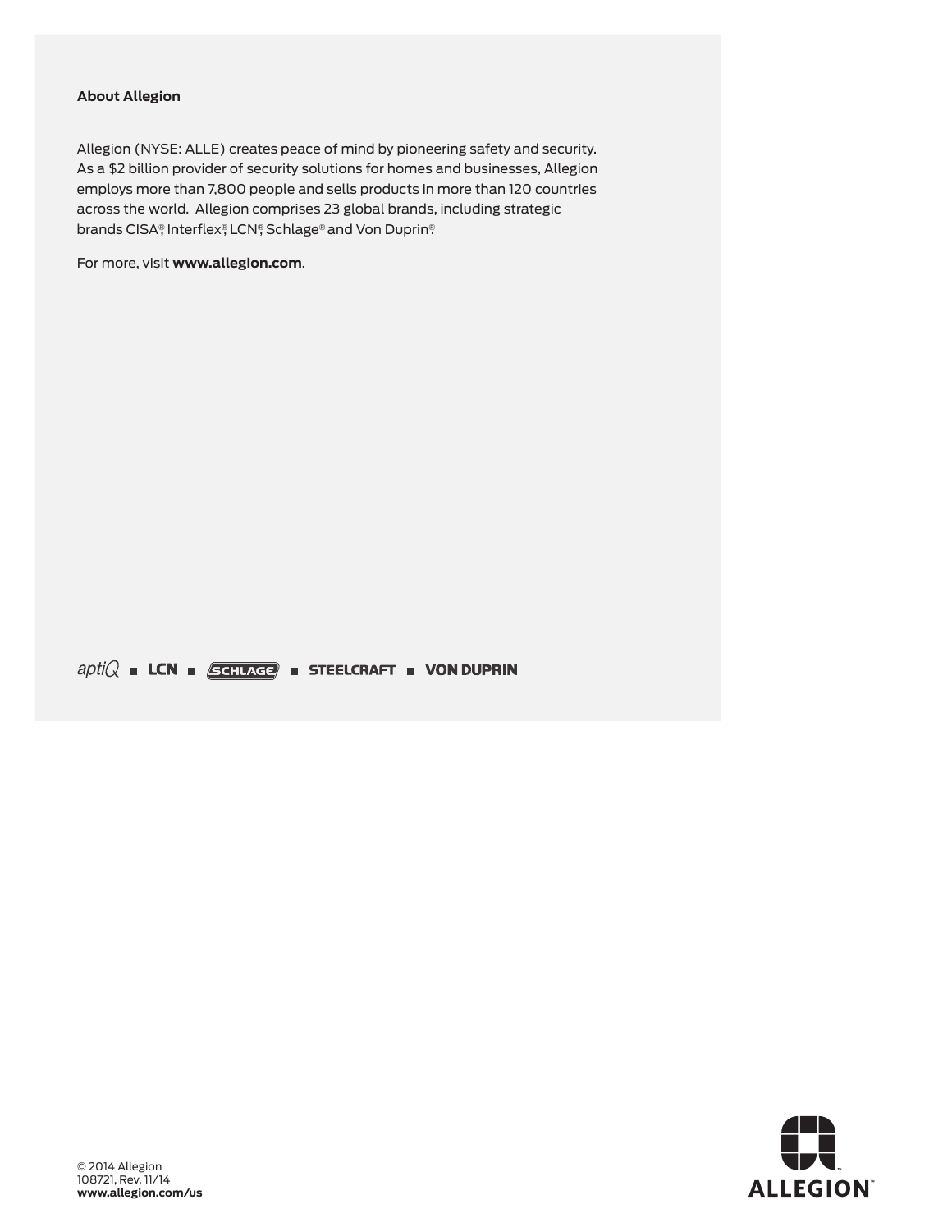**About Allegion**

Allegion (NYSE: ALLE) creates peace of mind by pioneering safety and security. As a $2 billion provider of security solutions for homes and businesses, Allegion employs more than 7,800 people and sells products in more than 120 countries across the world. Allegion comprises 23 global brands, including strategic brands CISA®, Interflex®, LCN®, Schlage® and Von Duprin®.

For more, visit **www.allegion.com**.

aptiQ ■ LCN ■ SCHLAGE ■ STEELCRAFT ■ VON DUPRIN

© 2014 Allegion
108721, Rev. 11/14
**www.allegion.com/us**

ALLEGION™